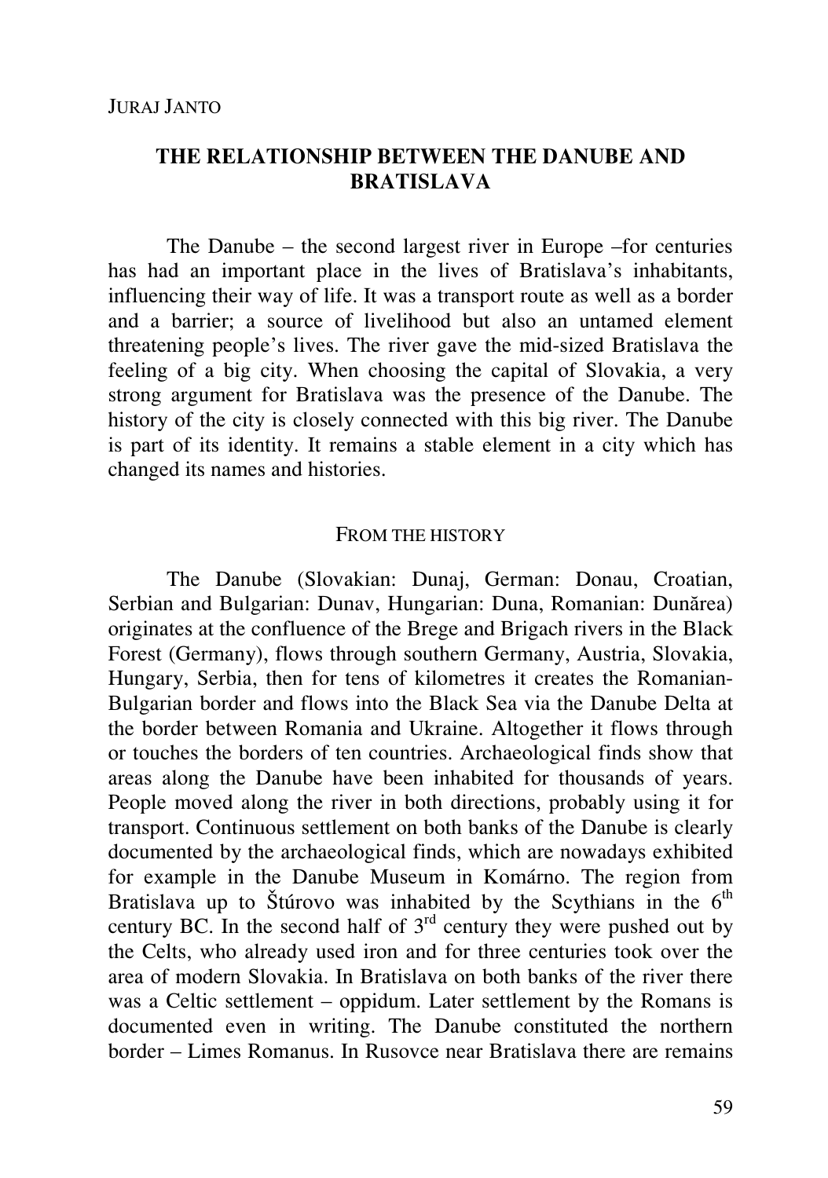JURAJ JANTO

# THE RELATIONSHIP BETWEEN THE DANUBE AND BRATISLAVA

The Danube – the second largest river in Europe –for centuries has had an important place in the lives of Bratislava's inhabitants, influencing their way of life. It was a transport route as well as a border and a barrier; a source of livelihood but also an untamed element threatening people's lives. The river gave the mid-sized Bratislava the feeling of a big city. When choosing the capital of Slovakia, a very strong argument for Bratislava was the presence of the Danube. The history of the city is closely connected with this big river. The Danube is part of its identity. It remains a stable element in a city which has changed its names and histories.

## FROM THE HISTORY

The Danube (Slovakian: Dunaj, German: Donau, Croatian, Serbian and Bulgarian: Dunav, Hungarian: Duna, Romanian: Dunărea) originates at the confluence of the Brege and Brigach rivers in the Black Forest (Germany), flows through southern Germany, Austria, Slovakia, Hungary, Serbia, then for tens of kilometres it creates the Romanian-Bulgarian border and flows into the Black Sea via the Danube Delta at the border between Romania and Ukraine. Altogether it flows through or touches the borders of ten countries. Archaeological finds show that areas along the Danube have been inhabited for thousands of years. People moved along the river in both directions, probably using it for transport. Continuous settlement on both banks of the Danube is clearly documented by the archaeological finds, which are nowadays exhibited for example in the Danube Museum in Komárno. The region from Bratislava up to Štúrovo was inhabited by the Scythians in the 6th century BC. In the second half of 3rd century they were pushed out by the Celts, who already used iron and for three centuries took over the area of modern Slovakia. In Bratislava on both banks of the river there was a Celtic settlement – oppidum. Later settlement by the Romans is documented even in writing. The Danube constituted the northern border – Limes Romanus. In Rusovce near Bratislava there are remains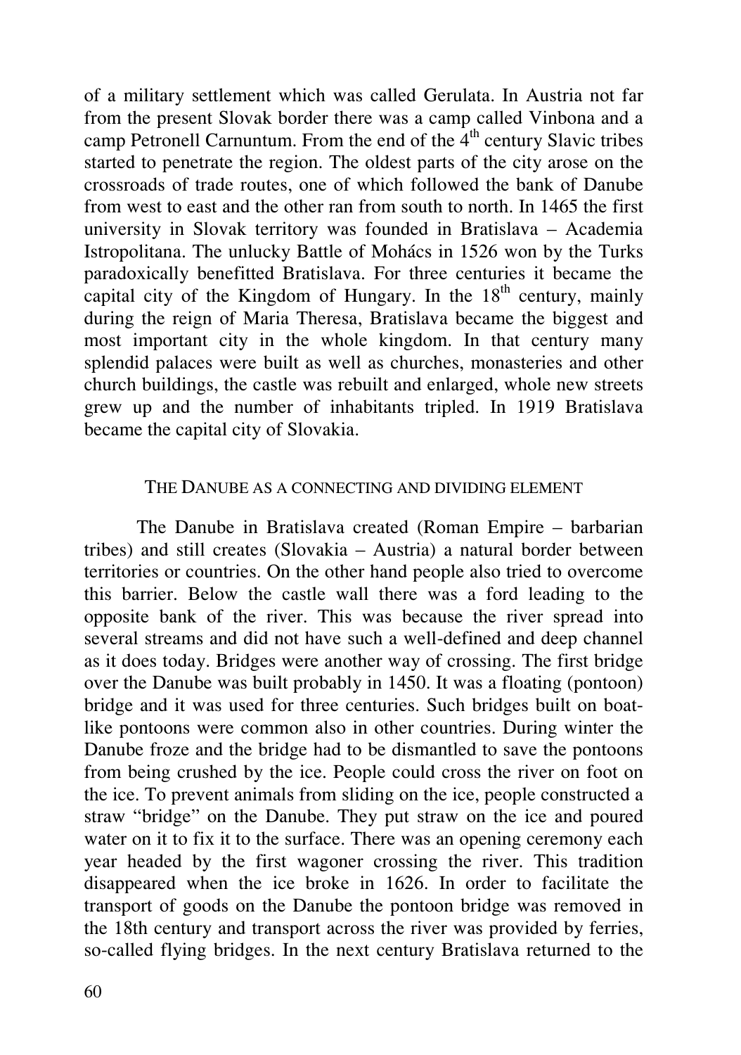of a military settlement which was called Gerulata. In Austria not far from the present Slovak border there was a camp called Vinbona and a camp Petronell Carnuntum. From the end of the 4th century Slavic tribes started to penetrate the region. The oldest parts of the city arose on the crossroads of trade routes, one of which followed the bank of Danube from west to east and the other ran from south to north. In 1465 the first university in Slovak territory was founded in Bratislava – Academia Istropolitana. The unlucky Battle of Mohács in 1526 won by the Turks paradoxically benefitted Bratislava. For three centuries it became the capital city of the Kingdom of Hungary. In the 18th century, mainly during the reign of Maria Theresa, Bratislava became the biggest and most important city in the whole kingdom. In that century many splendid palaces were built as well as churches, monasteries and other church buildings, the castle was rebuilt and enlarged, whole new streets grew up and the number of inhabitants tripled. In 1919 Bratislava became the capital city of Slovakia.

## THE DANUBE AS A CONNECTING AND DIVIDING ELEMENT

The Danube in Bratislava created (Roman Empire – barbarian tribes) and still creates (Slovakia – Austria) a natural border between territories or countries. On the other hand people also tried to overcome this barrier. Below the castle wall there was a ford leading to the opposite bank of the river. This was because the river spread into several streams and did not have such a well-defined and deep channel as it does today. Bridges were another way of crossing. The first bridge over the Danube was built probably in 1450. It was a floating (pontoon) bridge and it was used for three centuries. Such bridges built on boat-like pontoons were common also in other countries. During winter the Danube froze and the bridge had to be dismantled to save the pontoons from being crushed by the ice. People could cross the river on foot on the ice. To prevent animals from sliding on the ice, people constructed a straw "bridge" on the Danube. They put straw on the ice and poured water on it to fix it to the surface. There was an opening ceremony each year headed by the first wagoner crossing the river. This tradition disappeared when the ice broke in 1626. In order to facilitate the transport of goods on the Danube the pontoon bridge was removed in the 18th century and transport across the river was provided by ferries, so-called flying bridges. In the next century Bratislava returned to the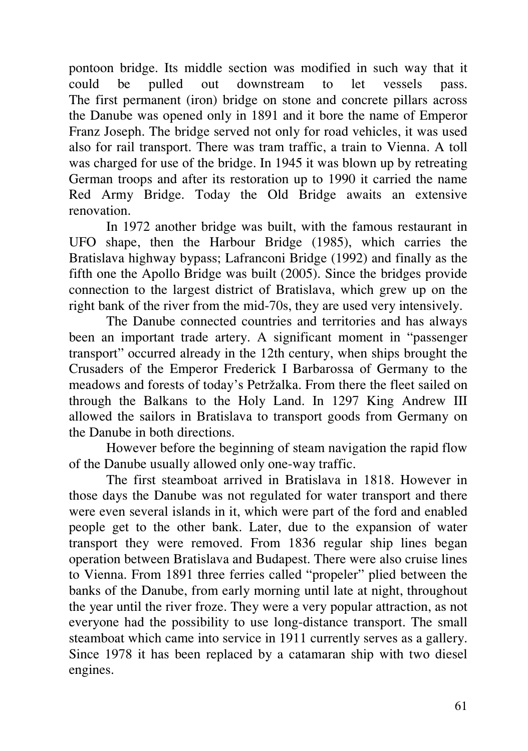pontoon bridge. Its middle section was modified in such way that it could be pulled out downstream to let vessels pass. The first permanent (iron) bridge on stone and concrete pillars across the Danube was opened only in 1891 and it bore the name of Emperor Franz Joseph. The bridge served not only for road vehicles, it was used also for rail transport. There was tram traffic, a train to Vienna. A toll was charged for use of the bridge. In 1945 it was blown up by retreating German troops and after its restoration up to 1990 it carried the name Red Army Bridge. Today the Old Bridge awaits an extensive renovation.

In 1972 another bridge was built, with the famous restaurant in UFO shape, then the Harbour Bridge (1985), which carries the Bratislava highway bypass; Lafranconi Bridge (1992) and finally as the fifth one the Apollo Bridge was built (2005). Since the bridges provide connection to the largest district of Bratislava, which grew up on the right bank of the river from the mid-70s, they are used very intensively.

The Danube connected countries and territories and has always been an important trade artery. A significant moment in "passenger transport" occurred already in the 12th century, when ships brought the Crusaders of the Emperor Frederick I Barbarossa of Germany to the meadows and forests of today's Petržalka. From there the fleet sailed on through the Balkans to the Holy Land. In 1297 King Andrew III allowed the sailors in Bratislava to transport goods from Germany on the Danube in both directions.

However before the beginning of steam navigation the rapid flow of the Danube usually allowed only one-way traffic.

The first steamboat arrived in Bratislava in 1818. However in those days the Danube was not regulated for water transport and there were even several islands in it, which were part of the ford and enabled people get to the other bank. Later, due to the expansion of water transport they were removed. From 1836 regular ship lines began operation between Bratislava and Budapest. There were also cruise lines to Vienna. From 1891 three ferries called "propeler" plied between the banks of the Danube, from early morning until late at night, throughout the year until the river froze. They were a very popular attraction, as not everyone had the possibility to use long-distance transport. The small steamboat which came into service in 1911 currently serves as a gallery. Since 1978 it has been replaced by a catamaran ship with two diesel engines.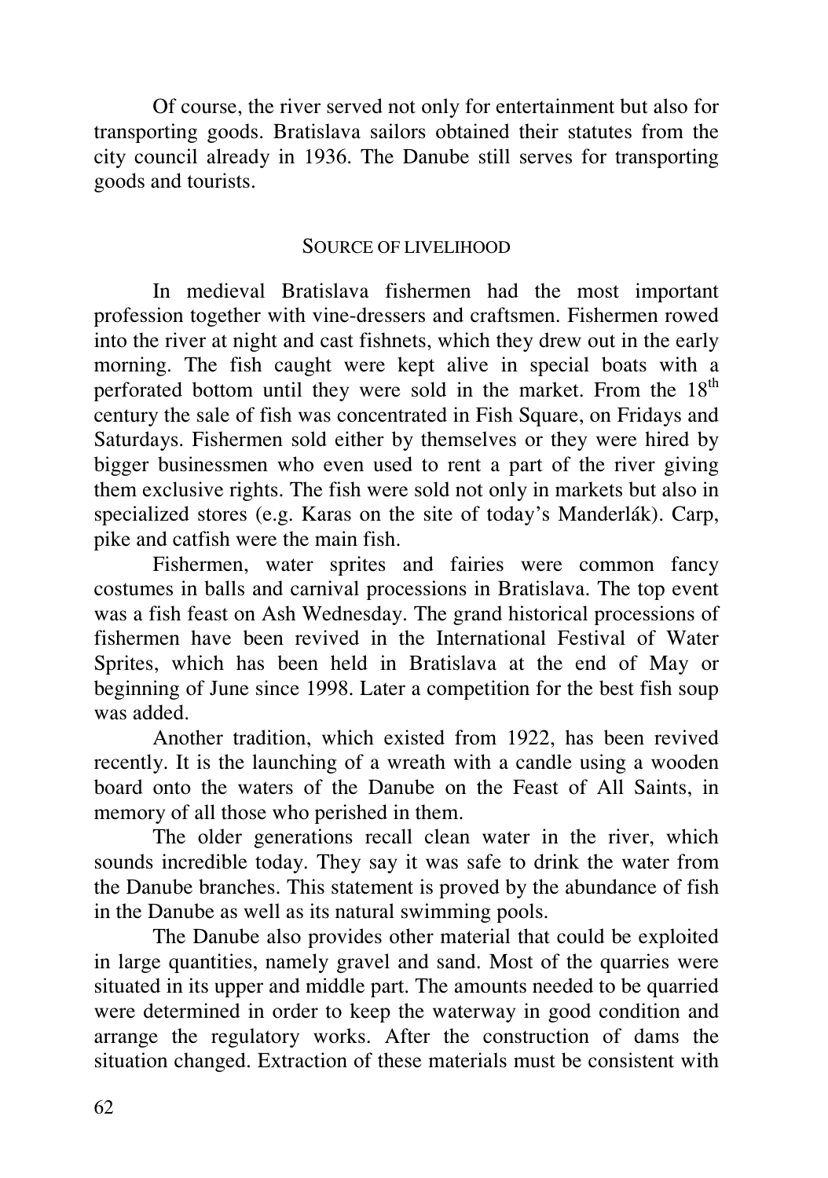Of course, the river served not only for entertainment but also for transporting goods. Bratislava sailors obtained their statutes from the city council already in 1936. The Danube still serves for transporting goods and tourists.

## SOURCE OF LIVELIHOOD

In medieval Bratislava fishermen had the most important profession together with vine-dressers and craftsmen. Fishermen rowed into the river at night and cast fishnets, which they drew out in the early morning. The fish caught were kept alive in special boats with a perforated bottom until they were sold in the market. From the 18th century the sale of fish was concentrated in Fish Square, on Fridays and Saturdays. Fishermen sold either by themselves or they were hired by bigger businessmen who even used to rent a part of the river giving them exclusive rights. The fish were sold not only in markets but also in specialized stores (e.g. Karas on the site of today's Manderlák). Carp, pike and catfish were the main fish.

Fishermen, water sprites and fairies were common fancy costumes in balls and carnival processions in Bratislava. The top event was a fish feast on Ash Wednesday. The grand historical processions of fishermen have been revived in the International Festival of Water Sprites, which has been held in Bratislava at the end of May or beginning of June since 1998. Later a competition for the best fish soup was added.

Another tradition, which existed from 1922, has been revived recently. It is the launching of a wreath with a candle using a wooden board onto the waters of the Danube on the Feast of All Saints, in memory of all those who perished in them.

The older generations recall clean water in the river, which sounds incredible today. They say it was safe to drink the water from the Danube branches. This statement is proved by the abundance of fish in the Danube as well as its natural swimming pools.

The Danube also provides other material that could be exploited in large quantities, namely gravel and sand. Most of the quarries were situated in its upper and middle part. The amounts needed to be quarried were determined in order to keep the waterway in good condition and arrange the regulatory works. After the construction of dams the situation changed. Extraction of these materials must be consistent with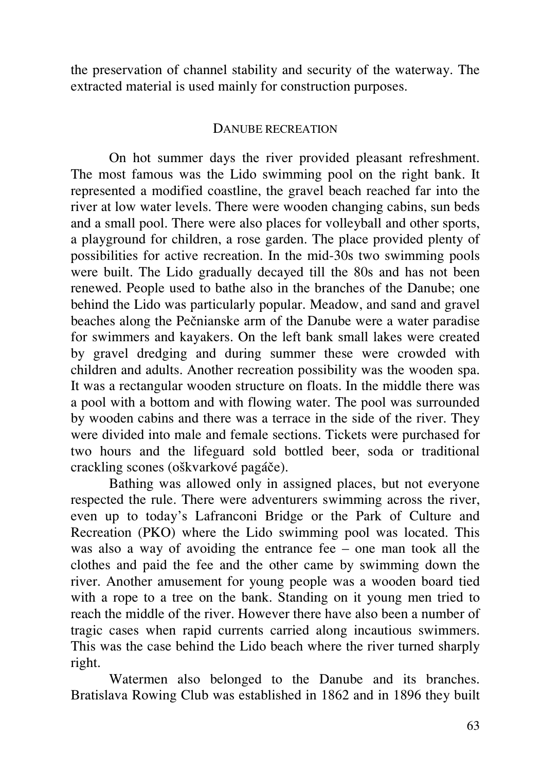the preservation of channel stability and security of the waterway. The extracted material is used mainly for construction purposes.

## DANUBE RECREATION

On hot summer days the river provided pleasant refreshment. The most famous was the Lido swimming pool on the right bank. It represented a modified coastline, the gravel beach reached far into the river at low water levels. There were wooden changing cabins, sun beds and a small pool. There were also places for volleyball and other sports, a playground for children, a rose garden. The place provided plenty of possibilities for active recreation. In the mid-30s two swimming pools were built. The Lido gradually decayed till the 80s and has not been renewed. People used to bathe also in the branches of the Danube; one behind the Lido was particularly popular. Meadow, and sand and gravel beaches along the Pečnianske arm of the Danube were a water paradise for swimmers and kayakers. On the left bank small lakes were created by gravel dredging and during summer these were crowded with children and adults. Another recreation possibility was the wooden spa. It was a rectangular wooden structure on floats. In the middle there was a pool with a bottom and with flowing water. The pool was surrounded by wooden cabins and there was a terrace in the side of the river. They were divided into male and female sections. Tickets were purchased for two hours and the lifeguard sold bottled beer, soda or traditional crackling scones (oškvarkové pagáče).

Bathing was allowed only in assigned places, but not everyone respected the rule. There were adventurers swimming across the river, even up to today's Lafranconi Bridge or the Park of Culture and Recreation (PKO) where the Lido swimming pool was located. This was also a way of avoiding the entrance fee – one man took all the clothes and paid the fee and the other came by swimming down the river. Another amusement for young people was a wooden board tied with a rope to a tree on the bank. Standing on it young men tried to reach the middle of the river. However there have also been a number of tragic cases when rapid currents carried along incautious swimmers. This was the case behind the Lido beach where the river turned sharply right.

Watermen also belonged to the Danube and its branches. Bratislava Rowing Club was established in 1862 and in 1896 they built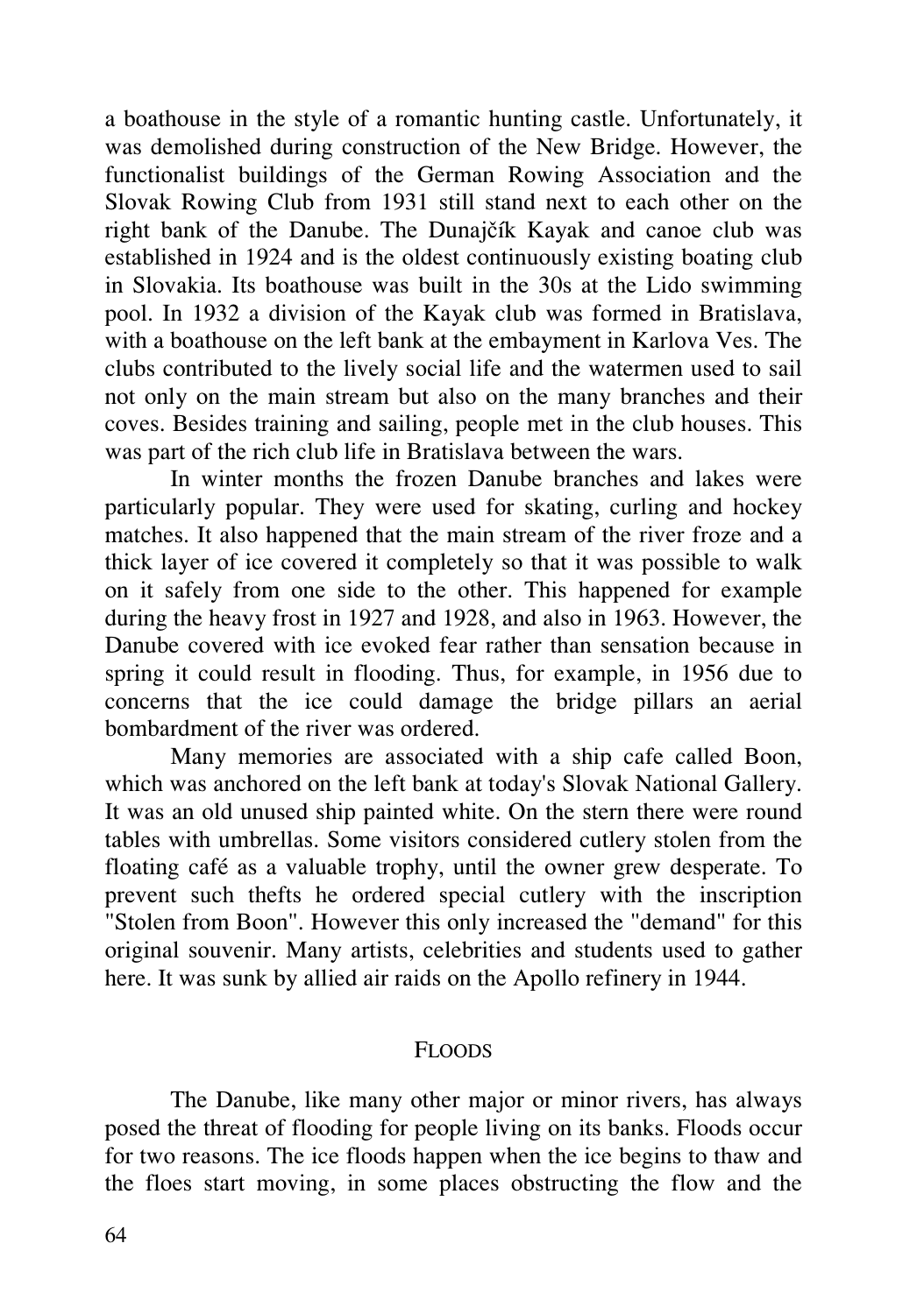a boathouse in the style of a romantic hunting castle. Unfortunately, it was demolished during construction of the New Bridge. However, the functionalist buildings of the German Rowing Association and the Slovak Rowing Club from 1931 still stand next to each other on the right bank of the Danube. The Dunajčík Kayak and canoe club was established in 1924 and is the oldest continuously existing boating club in Slovakia. Its boathouse was built in the 30s at the Lido swimming pool. In 1932 a division of the Kayak club was formed in Bratislava, with a boathouse on the left bank at the embayment in Karlova Ves. The clubs contributed to the lively social life and the watermen used to sail not only on the main stream but also on the many branches and their coves. Besides training and sailing, people met in the club houses. This was part of the rich club life in Bratislava between the wars.

In winter months the frozen Danube branches and lakes were particularly popular. They were used for skating, curling and hockey matches. It also happened that the main stream of the river froze and a thick layer of ice covered it completely so that it was possible to walk on it safely from one side to the other. This happened for example during the heavy frost in 1927 and 1928, and also in 1963. However, the Danube covered with ice evoked fear rather than sensation because in spring it could result in flooding. Thus, for example, in 1956 due to concerns that the ice could damage the bridge pillars an aerial bombardment of the river was ordered.

Many memories are associated with a ship cafe called Boon, which was anchored on the left bank at today's Slovak National Gallery. It was an old unused ship painted white. On the stern there were round tables with umbrellas. Some visitors considered cutlery stolen from the floating café as a valuable trophy, until the owner grew desperate. To prevent such thefts he ordered special cutlery with the inscription "Stolen from Boon". However this only increased the "demand" for this original souvenir. Many artists, celebrities and students used to gather here. It was sunk by allied air raids on the Apollo refinery in 1944.

## Floods

The Danube, like many other major or minor rivers, has always posed the threat of flooding for people living on its banks. Floods occur for two reasons. The ice floods happen when the ice begins to thaw and the floes start moving, in some places obstructing the flow and the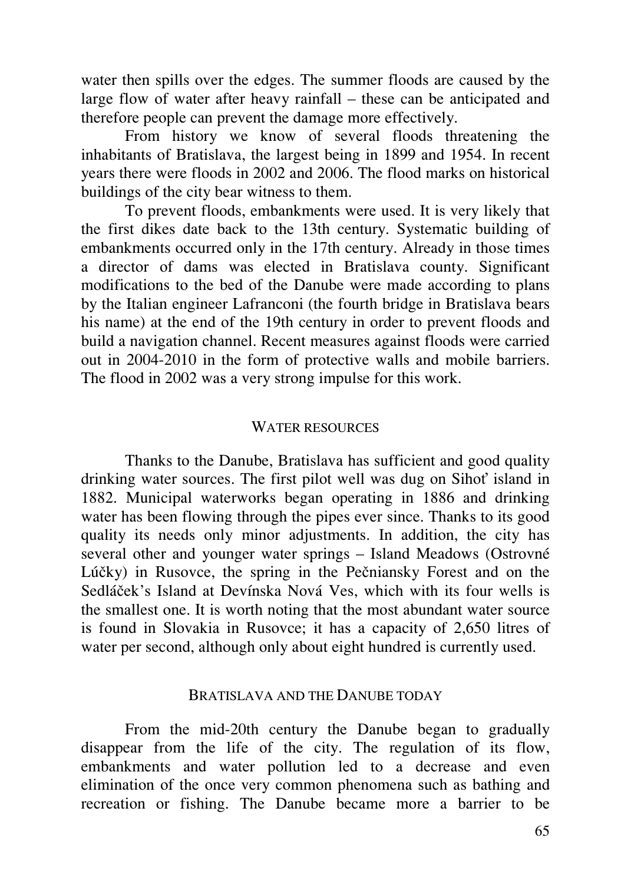water then spills over the edges. The summer floods are caused by the large flow of water after heavy rainfall – these can be anticipated and therefore people can prevent the damage more effectively.

From history we know of several floods threatening the inhabitants of Bratislava, the largest being in 1899 and 1954. In recent years there were floods in 2002 and 2006. The flood marks on historical buildings of the city bear witness to them.

To prevent floods, embankments were used. It is very likely that the first dikes date back to the 13th century. Systematic building of embankments occurred only in the 17th century. Already in those times a director of dams was elected in Bratislava county. Significant modifications to the bed of the Danube were made according to plans by the Italian engineer Lafranconi (the fourth bridge in Bratislava bears his name) at the end of the 19th century in order to prevent floods and build a navigation channel. Recent measures against floods were carried out in 2004-2010 in the form of protective walls and mobile barriers. The flood in 2002 was a very strong impulse for this work.

## Water resources

Thanks to the Danube, Bratislava has sufficient and good quality drinking water sources. The first pilot well was dug on Sihoť island in 1882. Municipal waterworks began operating in 1886 and drinking water has been flowing through the pipes ever since. Thanks to its good quality its needs only minor adjustments. In addition, the city has several other and younger water springs – Island Meadows (Ostrovné Lúčky) in Rusovce, the spring in the Pečniansky Forest and on the Sedláček's Island at Devínska Nová Ves, which with its four wells is the smallest one. It is worth noting that the most abundant water source is found in Slovakia in Rusovce; it has a capacity of 2,650 litres of water per second, although only about eight hundred is currently used.

## Bratislava and the Danube today

From the mid-20th century the Danube began to gradually disappear from the life of the city. The regulation of its flow, embankments and water pollution led to a decrease and even elimination of the once very common phenomena such as bathing and recreation or fishing. The Danube became more a barrier to be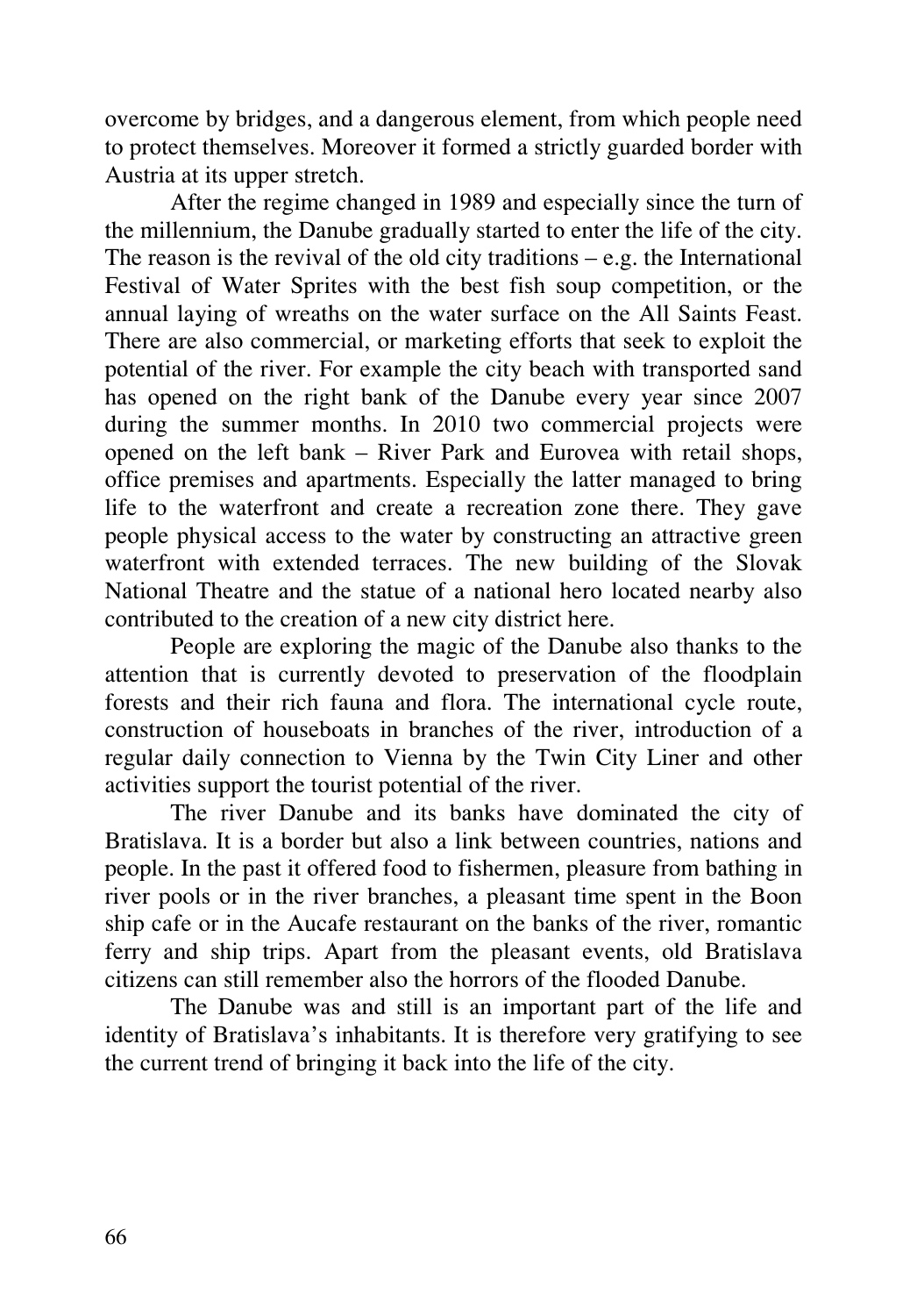overcome by bridges, and a dangerous element, from which people need to protect themselves. Moreover it formed a strictly guarded border with Austria at its upper stretch.

After the regime changed in 1989 and especially since the turn of the millennium, the Danube gradually started to enter the life of the city. The reason is the revival of the old city traditions – e.g. the International Festival of Water Sprites with the best fish soup competition, or the annual laying of wreaths on the water surface on the All Saints Feast. There are also commercial, or marketing efforts that seek to exploit the potential of the river. For example the city beach with transported sand has opened on the right bank of the Danube every year since 2007 during the summer months. In 2010 two commercial projects were opened on the left bank – River Park and Eurovea with retail shops, office premises and apartments. Especially the latter managed to bring life to the waterfront and create a recreation zone there. They gave people physical access to the water by constructing an attractive green waterfront with extended terraces. The new building of the Slovak National Theatre and the statue of a national hero located nearby also contributed to the creation of a new city district here.

People are exploring the magic of the Danube also thanks to the attention that is currently devoted to preservation of the floodplain forests and their rich fauna and flora. The international cycle route, construction of houseboats in branches of the river, introduction of a regular daily connection to Vienna by the Twin City Liner and other activities support the tourist potential of the river.

The river Danube and its banks have dominated the city of Bratislava. It is a border but also a link between countries, nations and people. In the past it offered food to fishermen, pleasure from bathing in river pools or in the river branches, a pleasant time spent in the Boon ship cafe or in the Aucafe restaurant on the banks of the river, romantic ferry and ship trips. Apart from the pleasant events, old Bratislava citizens can still remember also the horrors of the flooded Danube.

The Danube was and still is an important part of the life and identity of Bratislava's inhabitants. It is therefore very gratifying to see the current trend of bringing it back into the life of the city.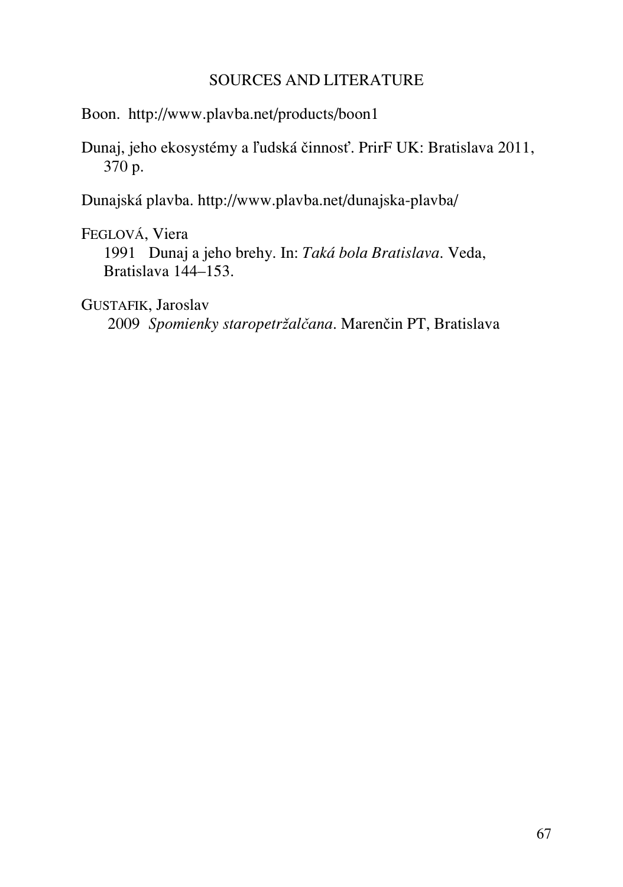## SOURCES AND LITERATURE

Boon. http://www.plavba.net/products/boon1

Dunaj, jeho ekosystémy a ľudská činnosť. PrirF UK: Bratislava 2011, 370 p.

Dunajská plavba. http://www.plavba.net/dunajska-plavba/

FEGLOVÁ, Viera
1991 Dunaj a jeho brehy. In: *Taká bola Bratislava*. Veda, Bratislava 144–153.

GUSTAFIK, Jaroslav
2009 *Spomienky staropetržalčana*. Marenčin PT, Bratislava